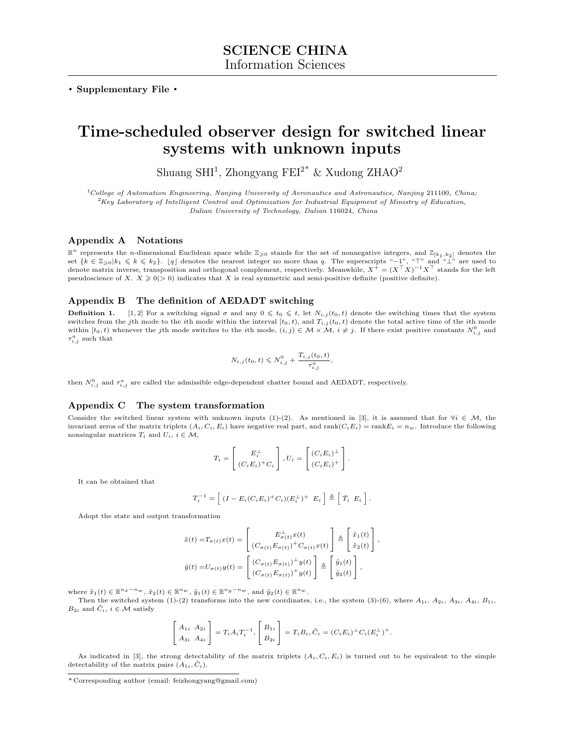**SCIENCE CHINA**
Information Sciences

• **Supplementary File** •

# Time-scheduled observer design for switched linear systems with unknown inputs

Shuang SHI[1], Zhongyang FEI[2*] & Xudong ZHAO[2]

[1]*College of Automation Engineering, Nanjing University of Aeronautics and Astronautics, Nanjing* 211100*, China;*
[2]*Key Laboratory of Intelligent Control and Optimization for Industrial Equipment of Ministry of Education, Dalian University of Technology, Dalian* 116024*, China*

## Appendix A Notations

$\mathbb{R}^n$ represents the $n$-dimensional Euclidean space while $\mathbb{Z}_{\geqslant 0}$ stands for the set of nonnegative integers, and $\mathbb{Z}_{[k_1,k_2]}$ denotes the set $\{k \in \mathbb{Z}_{\geqslant 0} | k_1 \leqslant k \leqslant k_2\}$. $\lfloor q \rfloor$ denotes the nearest integer no more than $q$. The superscripts "$-1$", "$\top$" and "$\perp$" are used to denote matrix inverse, transposition and orthogonal complement, respectively. Meanwhile, $X^+ = (X^\top X)^{-1} X^\top$ stands for the left pseudoscience of $X$. $X \geqslant 0 (> 0)$ indicates that $X$ is real symmetric and semi-positive definite (positive definite).

## Appendix B The definition of AEDADT switching

**Definition 1.** [1, 2] For a switching signal $\sigma$ and any $0 \leqslant t_0 \leqslant t$, let $N_{i,j}(t_0,t)$ denote the switching times that the system switches from the $j$th mode to the $i$th mode within the interval $[t_0,t)$, and $T_{i,j}(t_0,t)$ denote the total active time of the $i$th mode within $[t_0,t)$ whenever the $j$th mode switches to the $i$th mode, $(i,j) \in \mathcal{M} \times \mathcal{M}$, $i \neq j$. If there exist positive constants $N^0_{i,j}$ and $\tau^a_{i,j}$ such that

$$N_{i,j}(t_0,t) \leqslant N^0_{i,j} + \frac{T_{i,j}(t_0,t)}{\tau^a_{i,j}},$$

then $N^0_{i,j}$ and $\tau^a_{i,j}$ are called the admissible edge-dependent chatter bound and AEDADT, respectively.

## Appendix C The system transformation

Consider the switched linear system with unknown inputs (1)-(2). As mentioned in [3], it is assumed that for $\forall i \in \mathcal{M}$, the invariant zeros of the matrix triplets $(A_i, C_i, E_i)$ have negative real part, and $\text{rank}(C_iE_i) = \text{rank}E_i = n_w$. Introduce the following nonsingular matrices $T_i$ and $U_i$, $i \in \mathcal{M}$,

$$T_i = \begin{bmatrix} E_i^\perp \\ (C_iE_i)^+C_i \end{bmatrix}, U_i = \begin{bmatrix} (C_iE_i)^\perp \\ (C_iE_i)^+ \end{bmatrix}.$$

It can be obtained that

$$T_i^{-1} = \begin{bmatrix} (I - E_i(C_iE_i)^+C_i)(E_i^\perp)^+ & E_i \end{bmatrix} \triangleq \begin{bmatrix} \bar{T}_i & E_i \end{bmatrix}.$$

Adopt the state and output transformation

$$\begin{aligned}
\tilde{x}(t) =& T_{\sigma(t)}x(t) = \begin{bmatrix} E_{\sigma(t)}^\perp x(t) \\ (C_{\sigma(t)}E_{\sigma(t)})^+C_{\sigma(t)}x(t) \end{bmatrix} \triangleq \begin{bmatrix} \tilde{x}_1(t) \\ \tilde{x}_2(t) \end{bmatrix}, \\
\tilde{y}(t) =& U_{\sigma(t)}y(t) = \begin{bmatrix} (C_{\sigma(t)}E_{\sigma(t)})^\perp y(t) \\ (C_{\sigma(t)}E_{\sigma(t)})^+ y(t) \end{bmatrix} \triangleq \begin{bmatrix} \tilde{y}_1(t) \\ \tilde{y}_2(t) \end{bmatrix},
\end{aligned}$$

where $\tilde{x}_1(t) \in \mathbb{R}^{n_x - n_w}$, $\tilde{x}_2(t) \in \mathbb{R}^{n_w}$, $\tilde{y}_1(t) \in \mathbb{R}^{n_y - n_w}$, and $\tilde{y}_2(t) \in \mathbb{R}^{n_w}$.

Then the switched system (1)-(2) transforms into the new coordinates, i.e., the system (3)-(6), where $A_{1i}$, $A_{2i}$, $A_{3i}$, $A_{4i}$, $B_{1i}$, $B_{2i}$ and $\tilde{C}_i$, $i \in \mathcal{M}$ satisfy

$$\begin{bmatrix} A_{1i} & A_{2i} \\ A_{3i} & A_{4i} \end{bmatrix} = T_iA_iT_i^{-1}, \begin{bmatrix} B_{1i} \\ B_{2i} \end{bmatrix} = T_iB_i, \tilde{C}_i = (C_iE_i)^\perp C_i(E_i^\perp)^+.$$

As indicated in [3], the strong detectability of the matrix triplets $(A_i, C_i, E_i)$ is turned out to be equivalent to the simple detectability of the matrix pairs $(A_{1i}, \tilde{C}_i)$.

* Corresponding author (email: feizhongyang@gmail.com)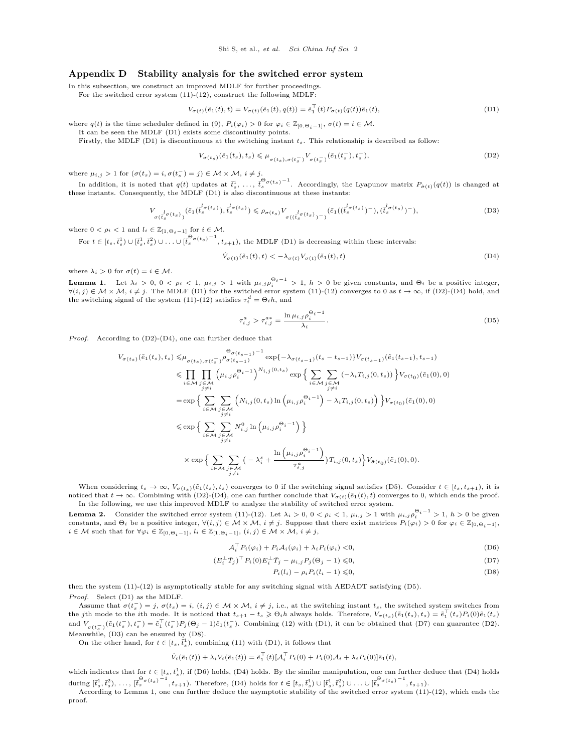## Appendix D Stability analysis for the switched error system

In this subsection, we construct an improved MDLF for further proceedings.

For the switched error system (11)-(12), construct the following MDLF:

$$V_{\sigma(t)}(\tilde{e}_1(t),t) = V_{\sigma(t)}(\tilde{e}_1(t),q(t)) = \tilde{e}_1^\top(t)P_{\sigma(t)}(q(t))\tilde{e}_1(t), \tag{D1}$$

where $q(t)$ is the time scheduler defined in (9), $P_i(\varphi_i) > 0$ for $\varphi_i \in \mathbb{Z}_{[0,\Theta_i-1]}$, $\sigma(t) = i \in \mathcal{M}$.

It can be seen the MDLF (D1) exists some discontinuity points.

Firstly, the MDLF (D1) is discontinuous at the switching instant $t_s$. This relationship is described as follow:

$$V_{\sigma(t_s)}(\tilde{e}_1(t_s),t_s) \leqslant \mu_{\sigma(t_s),\sigma(t_s^-)} V_{\sigma(t_s^-)}(\tilde{e}_1(t_s^-),t_s^-), \tag{D2}$$

where $\mu_{i,j} > 1$ for $(\sigma(t_s) = i, \sigma(t_s^-) = j) \in \mathcal{M} \times \mathcal{M}$, $i \neq j$.

In addition, it is noted that $q(t)$ updates at $\bar{t}_s^1, \ldots, \bar{t}_s^{\Theta_{\sigma(t_s)}-1}$. Accordingly, the Lyapunov matrix $P_{\tilde{\sigma}(t)}(q(t))$ is changed at these instants. Consequently, the MDLF (D1) is also discontinuous at these instants:

$$V_{\sigma(\bar{t}_s^{l_{\sigma(t_s)}})}(\tilde{e}_1(\bar{t}_s^{l_{\sigma(t_s)}}), \bar{t}_s^{l_{\sigma(t_s)}}) \leqslant \rho_{\sigma(t_s)} V_{\sigma((\bar{t}_s^{l_{\sigma(t_s)}})^-)}(\tilde{e}_1((\bar{t}_s^{l_{\sigma(t_s)}})^-), (\bar{t}_s^{l_{\sigma(t_s)}})^-), \tag{D3}$$

where $0 < \rho_i < 1$ and $l_i \in \mathbb{Z}_{[1,\Theta_i-1]}$ for $i \in \mathcal{M}$.

For $t \in [t_s, \bar{t}_s^1) \cup [\bar{t}_s^1, \bar{t}_s^2) \cup \ldots \cup [\bar{t}_s^{\Theta_{\sigma(t_s)}-1}, t_{s+1})$, the MDLF (D1) is decreasing within these intervals:

$$\dot{V}_{\sigma(t)}(\tilde{e}_1(t),t) < -\lambda_{\sigma(t)} V_{\sigma(t)}(\tilde{e}_1(t),t) \tag{D4}$$

where $\lambda_i > 0$ for $\sigma(t) = i \in \mathcal{M}$.

**Lemma 1.** Let $\lambda_i > 0$, $0 < \rho_i < 1$, $\mu_{i,j} > 1$ with $\mu_{i,j}\rho_i^{\Theta_i-1} > 1$, $h > 0$ be given constants, and $\Theta_i$ be a positive integer, $\forall(i,j) \in \mathcal{M} \times \mathcal{M}$, $i \neq j$. The MDLF (D1) for the switched error system (11)-(12) converges to 0 as $t \to \infty$, if (D2)-(D4) hold, and the switching signal of the system (11)-(12) satisfies $\tau_i^d = \Theta_i h$, and

$$\tau_{i,j}^a > \tau_{i,j}^{a*} = \frac{\ln \mu_{i,j}\rho_i^{\Theta_i-1}}{\lambda_i}. \tag{D5}$$

*Proof.* According to (D2)-(D4), one can further deduce that

$$\begin{aligned}
V_{\sigma(t_s)}(\tilde{e}_1(t_s),t_s) \leqslant& \mu_{\sigma(t_s),\sigma(t_s^-)} \rho_{\sigma(t_{s-1})}^{\Theta_{\sigma(t_{s-1})}-1} \exp\{-\lambda_{\sigma(t_{s-1})}(t_s - t_{s-1})\} V_{\sigma(t_{s-1})}(\tilde{e}_1(t_{s-1}),t_{s-1}) \\
\leqslant& \prod_{i\in\mathcal{M}} \prod_{\substack{j\in\mathcal{M} \\ j\neq i}} \left(\mu_{i,j}\rho_i^{\Theta_i-1}\right)^{N_{i,j}(0,t_s)} \exp\Big\{ \sum_{i\in\mathcal{M}} \sum_{\substack{j\in\mathcal{M} \\ j\neq i}} (-\lambda_i T_{i,j}(0,t_s)) \Big\} V_{\sigma(t_0)}(\tilde{e}_1(0),0) \\
=& \exp\Big\{ \sum_{i\in\mathcal{M}} \sum_{\substack{j\in\mathcal{M} \\ j\neq i}} \Big( N_{i,j}(0,t_s) \ln\left(\mu_{i,j}\rho_i^{\Theta_i-1}\right) - \lambda_i T_{i,j}(0,t_s) \Big) \Big\} V_{\sigma(t_0)}(\tilde{e}_1(0),0) \\
\leqslant& \exp\Big\{ \sum_{i\in\mathcal{M}} \sum_{\substack{j\in\mathcal{M} \\ j\neq i}} N_{i,j}^0 \ln\left(\mu_{i,j}\rho_i^{\Theta_i-1}\right) \Big\} \\
&\times \exp\Big\{ \sum_{i\in\mathcal{M}} \sum_{\substack{j\in\mathcal{M} \\ j\neq i}} \Big( -\lambda_i^s + \frac{\ln\left(\mu_{i,j}\rho_i^{\Theta_i-1}\right)}{\tau_{i,j}^a} \Big) T_{i,j}(0,t_s) \Big\} V_{\tilde{\sigma}(t_0)}(\tilde{e}_1(0),0).
\end{aligned}$$

When considering $t_s \to \infty$, $V_{\sigma(t_s)}(\tilde{e}_1(t_s),t_s)$ converges to 0 if the switching signal satisfies (D5). Consider $t \in [t_s, t_{s+1})$, it is noticed that $t \to \infty$. Combining with (D2)-(D4), one can further conclude that $V_{\sigma(t)}(\tilde{e}_1(t),t)$ converges to 0, which ends the proof.

In the following, we use this improved MDLF to analyze the stability of switched error system.

**Lemma 2.** Consider the switched error system (11)-(12). Let $\lambda_i > 0$, $0 < \rho_i < 1$, $\mu_{i,j} > 1$ with $\mu_{i,j}\rho_i^{\Theta_i-1} > 1$, $h > 0$ be given constants, and $\Theta_i$ be a positive integer, $\forall(i,j) \in \mathcal{M} \times \mathcal{M}$, $i \neq j$. Suppose that there exist matrices $P_i(\varphi_i) > 0$ for $\varphi_i \in \mathbb{Z}_{[0,\Theta_i-1]}$, $i \in \mathcal{M}$ such that for $\forall \varphi_i \in \mathbb{Z}_{[0,\Theta_i-1]}$, $l_i \in \mathbb{Z}_{[1,\Theta_i-1]}$, $(i,j) \in \mathcal{M} \times \mathcal{M}$, $i \neq j$,

$$\mathcal{A}_i^\top P_i(\varphi_i) + P_i\mathcal{A}_i(\varphi_i) + \lambda_i P_i(\varphi_i) < 0, \tag{D6}$$

$$(E_i^\perp \bar{T}_j)^\top P_i(0) E_i^\perp \bar{T}_j - \mu_{i,j} P_j(\Theta_j - 1) \leqslant 0, \tag{D7}$$

$$P_i(l_i) - \rho_i P_i(l_i - 1) \leqslant 0, \tag{D8}$$

then the system (11)-(12) is asymptotically stable for any switching signal with AEDADT satisfying (D5).

*Proof.* Select (D1) as the MDLF.

Assume that $\sigma(t_s^-) = j$, $\sigma(t_s) = i$, $(i,j) \in \mathcal{M} \times \mathcal{M}$, $i \neq j$, i.e., at the switching instant $t_s$, the switched system switches from the $j$th mode to the $i$th mode. It is noticed that $t_{s+1} - t_s \geqslant \Theta_i h$ always holds. Therefore, $V_{\sigma(t_s)}(\tilde{e}_1(t_s),t_s) = \tilde{e}_1^\top(t_s)P_i(0)\tilde{e}_1(t_s)$ and $V_{\sigma(t_s^-)}(\tilde{e}_1(t_s^-),t_s^-) = \tilde{e}_1^\top(t_s^-)P_j(\Theta_j - 1)\tilde{e}_1(t_s^-)$. Combining (12) with (D1), it can be obtained that (D7) can guarantee (D2). Meanwhile, (D3) can be ensured by (D8).

On the other hand, for $t \in [t_s, \bar{t}_s^1)$, combining (11) with (D1), it follows that

$$\dot{V}_i(\tilde{e}_1(t)) + \lambda_i V_i(\tilde{e}_1(t)) = \tilde{e}_1^\top(t)[\mathcal{A}_i^\top P_i(0) + P_i(0)\mathcal{A}_i + \lambda_i P_i(0)]\tilde{e}_1(t),$$

which indicates that for $t \in [t_s, \bar{t}_s^1)$, if (D6) holds, (D4) holds. By the similar manipulation, one can further deduce that (D4) holds during $[\bar{t}_s^1, \bar{t}_s^2), \ldots, [\bar{t}_s^{\Theta_{\sigma(t_s)}-1}, t_{s+1})$. Therefore, (D4) holds for $t \in [t_s, \bar{t}_s^1) \cup [\bar{t}_s^1, \bar{t}_s^2) \cup \ldots \cup [\bar{t}_s^{\Theta_{\sigma(t_s)}-1}, t_{s+1})$.

According to Lemma 1, one can further deduce the asymptotic stability of the switched error system (11)-(12), which ends the proof.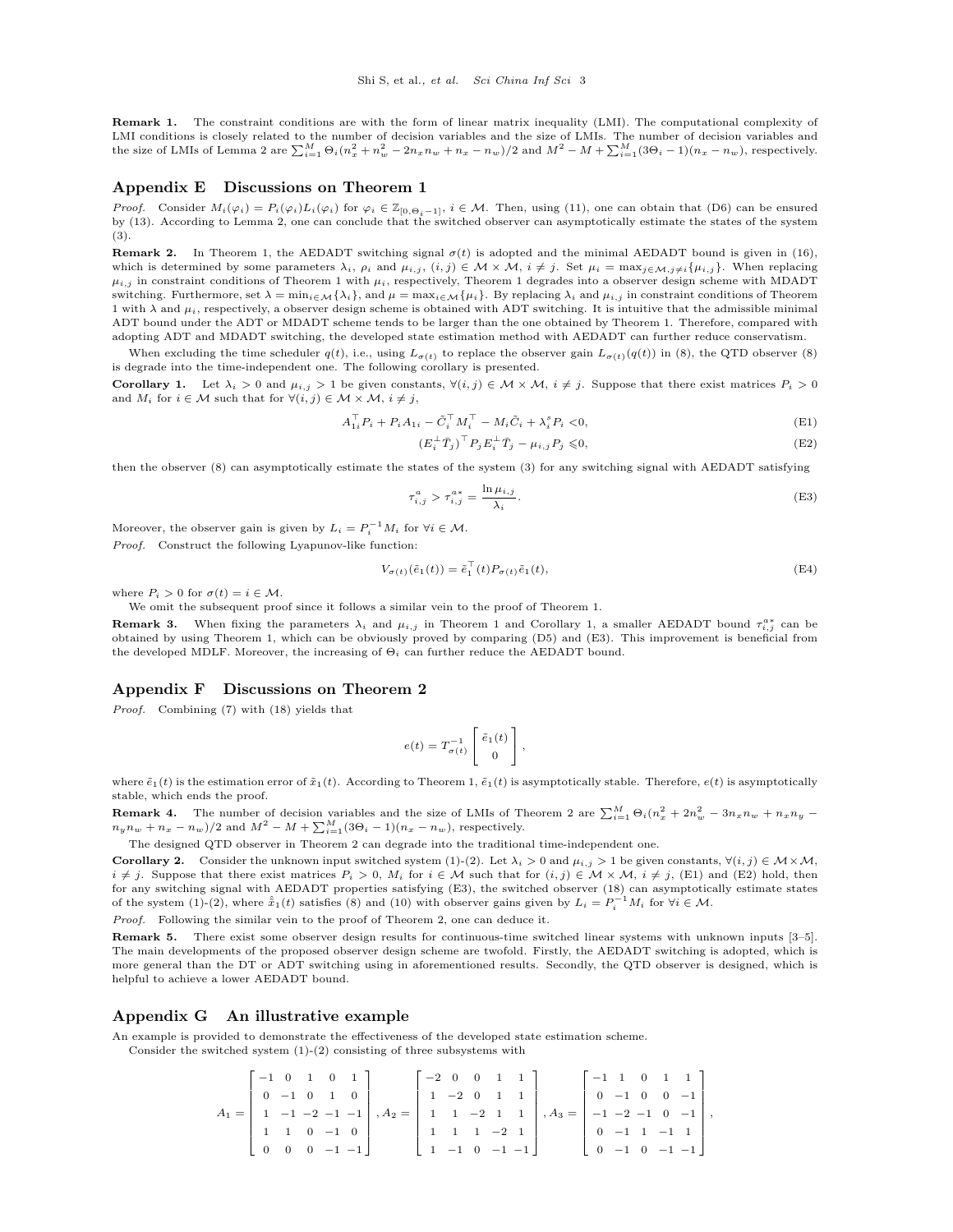**Remark 1.** The constraint conditions are with the form of linear matrix inequality (LMI). The computational complexity of LMI conditions is closely related to the number of decision variables and the size of LMIs. The number of decision variables and the size of LMIs of Lemma 2 are $\sum_{i=1}^{M}\Theta_i(n_x^2+n_w^2-2n_xn_w+n_x-n_w)/2$ and $M^2-M+\sum_{i=1}^{M}(3\Theta_i-1)(n_x-n_w)$, respectively.

## Appendix E Discussions on Theorem 1

*Proof.* Consider $M_i(\varphi_i)=P_i(\varphi_i)L_i(\varphi_i)$ for $\varphi_i\in\mathbb{Z}_{[0,\Theta_i-1]}$, $i\in\mathcal{M}$. Then, using (11), one can obtain that (D6) can be ensured by (13). According to Lemma 2, one can conclude that the switched observer can asymptotically estimate the states of the system (3).

**Remark 2.** In Theorem 1, the AEDADT switching signal $\sigma(t)$ is adopted and the minimal AEDADT bound is given in (16), which is determined by some parameters $\lambda_i$, $\rho_i$ and $\mu_{i,j}$, $(i,j)\in\mathcal{M}\times\mathcal{M}$, $i\neq j$. Set $\mu_i=\max_{j\in\mathcal{M},j\neq i}\{\mu_{i,j}\}$. When replacing $\mu_{i,j}$ in constraint conditions of Theorem 1 with $\mu_i$, respectively, Theorem 1 degrades into a observer design scheme with MDADT switching. Furthermore, set $\lambda=\min_{i\in\mathcal{M}}\{\lambda_i\}$, and $\mu=\max_{i\in\mathcal{M}}\{\mu_i\}$. By replacing $\lambda_i$ and $\mu_{i,j}$ in constraint conditions of Theorem 1 with $\lambda$ and $\mu_i$, respectively, a observer design scheme is obtained with ADT switching. It is intuitive that the admissible minimal ADT bound under the ADT or MDADT scheme tends to be larger than the one obtained by Theorem 1. Therefore, compared with adopting ADT and MDADT switching, the developed state estimation method with AEDADT can further reduce conservatism.

When excluding the time scheduler $q(t)$, i.e., using $L_{\sigma(t)}$ to replace the observer gain $L_{\sigma(t)}(q(t))$ in (8), the QTD observer (8) is degrade into the time-independent one. The following corollary is presented.

**Corollary 1.** Let $\lambda_i>0$ and $\mu_{i,j}>1$ be given constants, $\forall(i,j)\in\mathcal{M}\times\mathcal{M}$, $i\neq j$. Suppose that there exist matrices $P_i>0$ and $M_i$ for $i\in\mathcal{M}$ such that for $\forall(i,j)\in\mathcal{M}\times\mathcal{M}$, $i\neq j$,

$$A_{1i}^{\top}P_i+P_iA_{1i}-\tilde{C}_i^{\top}M_i^{\top}-M_i\tilde{C}_i+\lambda_i^sP_i<0,\tag{E1}$$

$$(E_i^{\perp}\bar{T}_j)^{\top}P_jE_i^{\perp}\bar{T}_j-\mu_{i,j}P_j\leqslant 0,\tag{E2}$$

then the observer (8) can asymptotically estimate the states of the system (3) for any switching signal with AEDADT satisfying

$$\tau_{i,j}^a>\tau_{i,j}^{a*}=\frac{\ln\mu_{i,j}}{\lambda_i}.\tag{E3}$$

Moreover, the observer gain is given by $L_i=P_i^{-1}M_i$ for $\forall i\in\mathcal{M}$.

*Proof.* Construct the following Lyapunov-like function:

$$V_{\sigma(t)}(\tilde{e}_1(t))=\tilde{e}_1^{\top}(t)P_{\sigma(t)}\tilde{e}_1(t),\tag{E4}$$

where $P_i>0$ for $\sigma(t)=i\in\mathcal{M}$.

We omit the subsequent proof since it follows a similar vein to the proof of Theorem 1.

**Remark 3.** When fixing the parameters $\lambda_i$ and $\mu_{i,j}$ in Theorem 1 and Corollary 1, a smaller AEDADT bound $\tau_{i,j}^{a*}$ can be obtained by using Theorem 1, which can be obviously proved by comparing (D5) and (E3). This improvement is beneficial from the developed MDLF. Moreover, the increasing of $\Theta_i$ can further reduce the AEDADT bound.

## Appendix F Discussions on Theorem 2

*Proof.* Combining (7) with (18) yields that

$$e(t)=T_{\sigma(t)}^{-1}\begin{bmatrix}\tilde{e}_1(t)\\0\end{bmatrix},$$

where $\tilde{e}_1(t)$ is the estimation error of $\tilde{x}_1(t)$. According to Theorem 1, $\tilde{e}_1(t)$ is asymptotically stable. Therefore, $e(t)$ is asymptotically stable, which ends the proof.

**Remark 4.** The number of decision variables and the size of LMIs of Theorem 2 are $\sum_{i=1}^{M}\Theta_i(n_x^2+2n_w^2-3n_xn_w+n_xn_y-n_yn_w+n_x-n_w)/2$ and $M^2-M+\sum_{i=1}^{M}(3\Theta_i-1)(n_x-n_w)$, respectively.

The designed QTD observer in Theorem 2 can degrade into the traditional time-independent one.

**Corollary 2.** Consider the unknown input switched system (1)-(2). Let $\lambda_i>0$ and $\mu_{i,j}>1$ be given constants, $\forall(i,j)\in\mathcal{M}\times\mathcal{M}$, $i\neq j$. Suppose that there exist matrices $P_i>0$, $M_i$ for $i\in\mathcal{M}$ such that for $(i,j)\in\mathcal{M}\times\mathcal{M}$, $i\neq j$, (E1) and (E2) hold, then for any switching signal with AEDADT properties satisfying (E3), the switched observer (18) can asymptotically estimate states of the system (1)-(2), where $\hat{\tilde{x}}_1(t)$ satisfies (8) and (10) with observer gains given by $L_i=P_i^{-1}M_i$ for $\forall i\in\mathcal{M}$.

*Proof.* Following the similar vein to the proof of Theorem 2, one can deduce it.

**Remark 5.** There exist some observer design results for continuous-time switched linear systems with unknown inputs [3–5]. The main developments of the proposed observer design scheme are twofold. Firstly, the AEDADT switching is adopted, which is more general than the DT or ADT switching using in aforementioned results. Secondly, the QTD observer is designed, which is helpful to achieve a lower AEDADT bound.

## Appendix G An illustrative example

An example is provided to demonstrate the effectiveness of the developed state estimation scheme.

Consider the switched system (1)-(2) consisting of three subsystems with

$$A_1=\begin{bmatrix}-1&0&1&0&1\\0&-1&0&1&0\\1&-1&-2&-1&-1\\1&1&0&-1&0\\0&0&0&-1&-1\end{bmatrix},A_2=\begin{bmatrix}-2&0&0&1&1\\1&-2&0&1&1\\1&1&-2&1&1\\1&1&1&-2&1\\1&-1&0&-1&-1\end{bmatrix},A_3=\begin{bmatrix}-1&1&0&1&1\\0&-1&0&0&-1\\-1&-2&-1&0&-1\\0&-1&1&-1&1\\0&-1&0&-1&-1\end{bmatrix},$$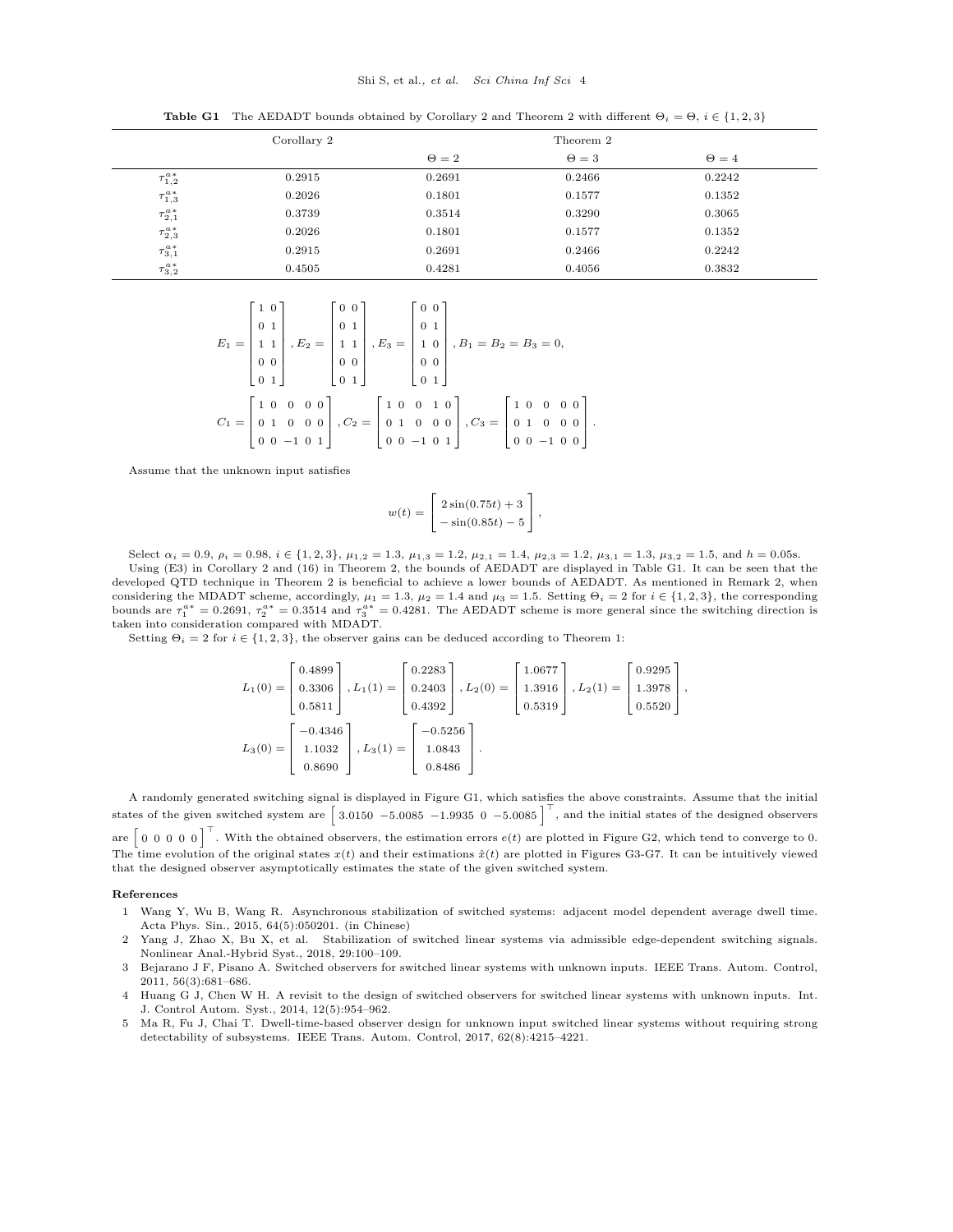**Table G1** The AEDADT bounds obtained by Corollary 2 and Theorem 2 with different $\Theta_i = \Theta$, $i \in \{1, 2, 3\}$

| | Corollary 2 | Theorem 2 | | |
|---|---|---|---|---|
| | | $\Theta = 2$ | $\Theta = 3$ | $\Theta = 4$ |
| $\tau_{1,2}^{a*}$ | 0.2915 | 0.2691 | 0.2466 | 0.2242 |
| $\tau_{1,3}^{a*}$ | 0.2026 | 0.1801 | 0.1577 | 0.1352 |
| $\tau_{2,1}^{a*}$ | 0.3739 | 0.3514 | 0.3290 | 0.3065 |
| $\tau_{2,3}^{a*}$ | 0.2026 | 0.1801 | 0.1577 | 0.1352 |
| $\tau_{3,1}^{a*}$ | 0.2915 | 0.2691 | 0.2466 | 0.2242 |
| $\tau_{3,2}^{a*}$ | 0.4505 | 0.4281 | 0.4056 | 0.3832 |

$$E_1 = \begin{bmatrix} 1 & 0 \\ 0 & 1 \\ 1 & 1 \\ 0 & 0 \\ 0 & 1 \end{bmatrix}, E_2 = \begin{bmatrix} 0 & 0 \\ 0 & 1 \\ 1 & 1 \\ 0 & 0 \\ 0 & 1 \end{bmatrix}, E_3 = \begin{bmatrix} 0 & 0 \\ 0 & 1 \\ 1 & 0 \\ 0 & 0 \\ 0 & 1 \end{bmatrix}, B_1 = B_2 = B_3 = 0,$$

$$C_1 = \begin{bmatrix} 1 & 0 & 0 & 0 & 0 \\ 0 & 1 & 0 & 0 & 0 \\ 0 & 0 & -1 & 0 & 1 \end{bmatrix}, C_2 = \begin{bmatrix} 1 & 0 & 0 & 1 & 0 \\ 0 & 1 & 0 & 0 & 0 \\ 0 & 0 & -1 & 0 & 1 \end{bmatrix}, C_3 = \begin{bmatrix} 1 & 0 & 0 & 0 & 0 \\ 0 & 1 & 0 & 0 & 0 \\ 0 & 0 & -1 & 0 & 0 \end{bmatrix}.$$

Assume that the unknown input satisfies

$$w(t) = \begin{bmatrix} 2\sin(0.75t) + 3 \\ -\sin(0.85t) - 5 \end{bmatrix},$$

Select $\alpha_i = 0.9$, $\rho_i = 0.98$, $i \in \{1, 2, 3\}$, $\mu_{1,2} = 1.3$, $\mu_{1,3} = 1.2$, $\mu_{2,1} = 1.4$, $\mu_{2,3} = 1.2$, $\mu_{3,1} = 1.3$, $\mu_{3,2} = 1.5$, and $h = 0.05$s.

Using (E3) in Corollary 2 and (16) in Theorem 2, the bounds of AEDADT are displayed in Table G1. It can be seen that the developed QTD technique in Theorem 2 is beneficial to achieve a lower bounds of AEDADT. As mentioned in Remark 2, when considering the MDADT scheme, accordingly, $\mu_1 = 1.3$, $\mu_2 = 1.4$ and $\mu_3 = 1.5$. Setting $\Theta_i = 2$ for $i \in \{1, 2, 3\}$, the corresponding bounds are $\tau_1^{a*} = 0.2691$, $\tau_2^{a*} = 0.3514$ and $\tau_3^{a*} = 0.4281$. The AEDADT scheme is more general since the switching direction is taken into consideration compared with MDADT.

Setting $\Theta_i = 2$ for $i \in \{1, 2, 3\}$, the observer gains can be deduced according to Theorem 1:

$$L_1(0) = \begin{bmatrix} 0.4899 \\ 0.3306 \\ 0.5811 \end{bmatrix}, L_1(1) = \begin{bmatrix} 0.2283 \\ 0.2403 \\ 0.4392 \end{bmatrix}, L_2(0) = \begin{bmatrix} 1.0677 \\ 1.3916 \\ 0.5319 \end{bmatrix}, L_2(1) = \begin{bmatrix} 0.9295 \\ 1.3978 \\ 0.5520 \end{bmatrix},$$

$$L_3(0) = \begin{bmatrix} -0.4346 \\ 1.1032 \\ 0.8690 \end{bmatrix}, L_3(1) = \begin{bmatrix} -0.5256 \\ 1.0843 \\ 0.8486 \end{bmatrix}.$$

A randomly generated switching signal is displayed in Figure G1, which satisfies the above constraints. Assume that the initial states of the given switched system are $\begin{bmatrix} 3.0150 & -5.0085 & -1.9935 & 0 & -5.0085 \end{bmatrix}^\top$, and the initial states of the designed observers are $\begin{bmatrix} 0 & 0 & 0 & 0 & 0 \end{bmatrix}^\top$. With the obtained observers, the estimation errors $e(t)$ are plotted in Figure G2, which tend to converge to 0. The time evolution of the original states $x(t)$ and their estimations $\hat{x}(t)$ are plotted in Figures G3-G7. It can be intuitively viewed that the designed observer asymptotically estimates the state of the given switched system.

## References

1. Wang Y, Wu B, Wang R. Asynchronous stabilization of switched systems: adjacent model dependent average dwell time. Acta Phys. Sin., 2015, 64(5):050201. (in Chinese)
2. Yang J, Zhao X, Bu X, et al. Stabilization of switched linear systems via admissible edge-dependent switching signals. Nonlinear Anal.-Hybrid Syst., 2018, 29:100–109.
3. Bejarano J F, Pisano A. Switched observers for switched linear systems with unknown inputs. IEEE Trans. Autom. Control, 2011, 56(3):681–686.
4. Huang G J, Chen W H. A revisit to the design of switched observers for switched linear systems with unknown inputs. Int. J. Control Autom. Syst., 2014, 12(5):954–962.
5. Ma R, Fu J, Chai T. Dwell-time-based observer design for unknown input switched linear systems without requiring strong detectability of subsystems. IEEE Trans. Autom. Control, 2017, 62(8):4215–4221.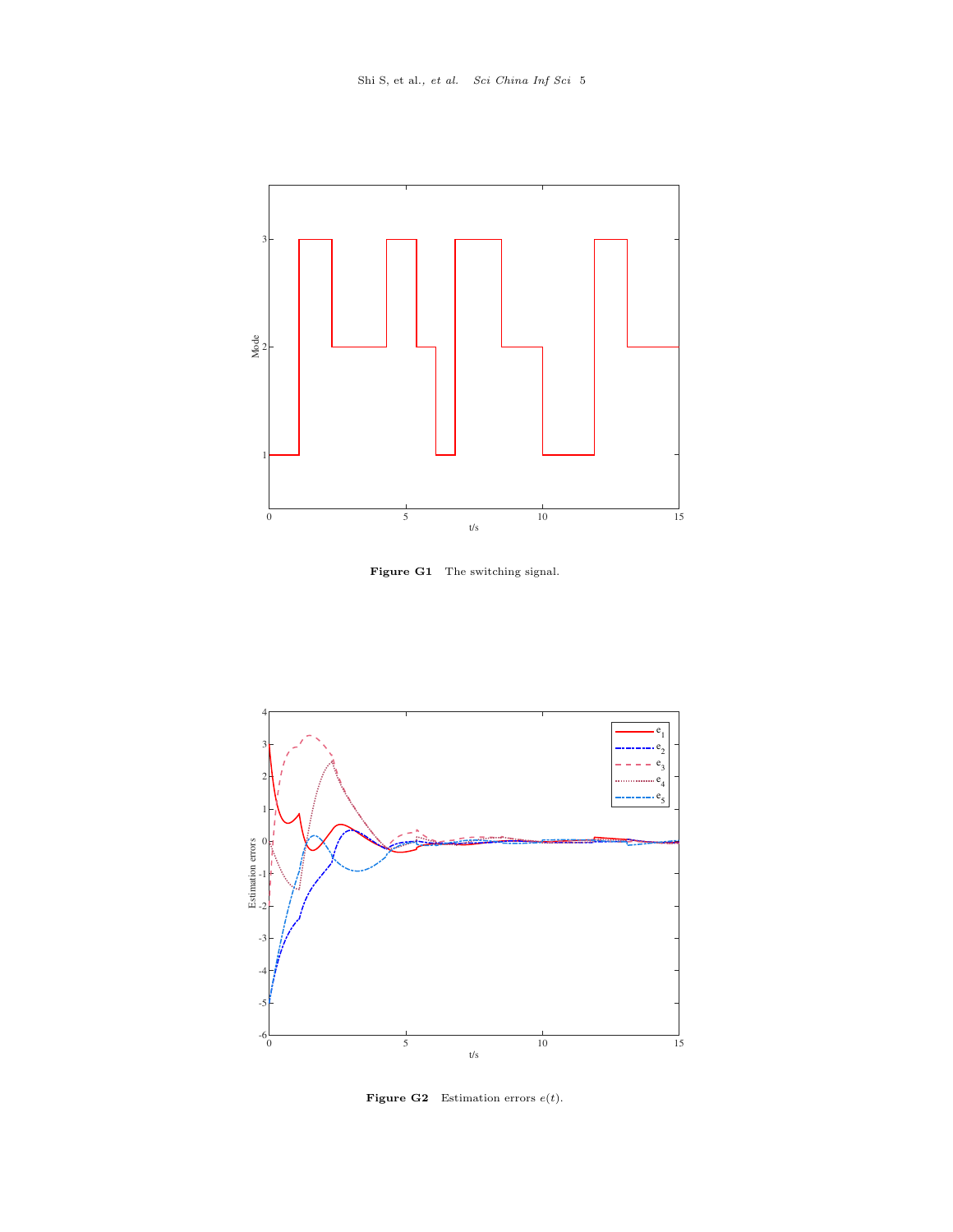**Figure G1** The switching signal.

**Figure G2** Estimation errors $e(t)$.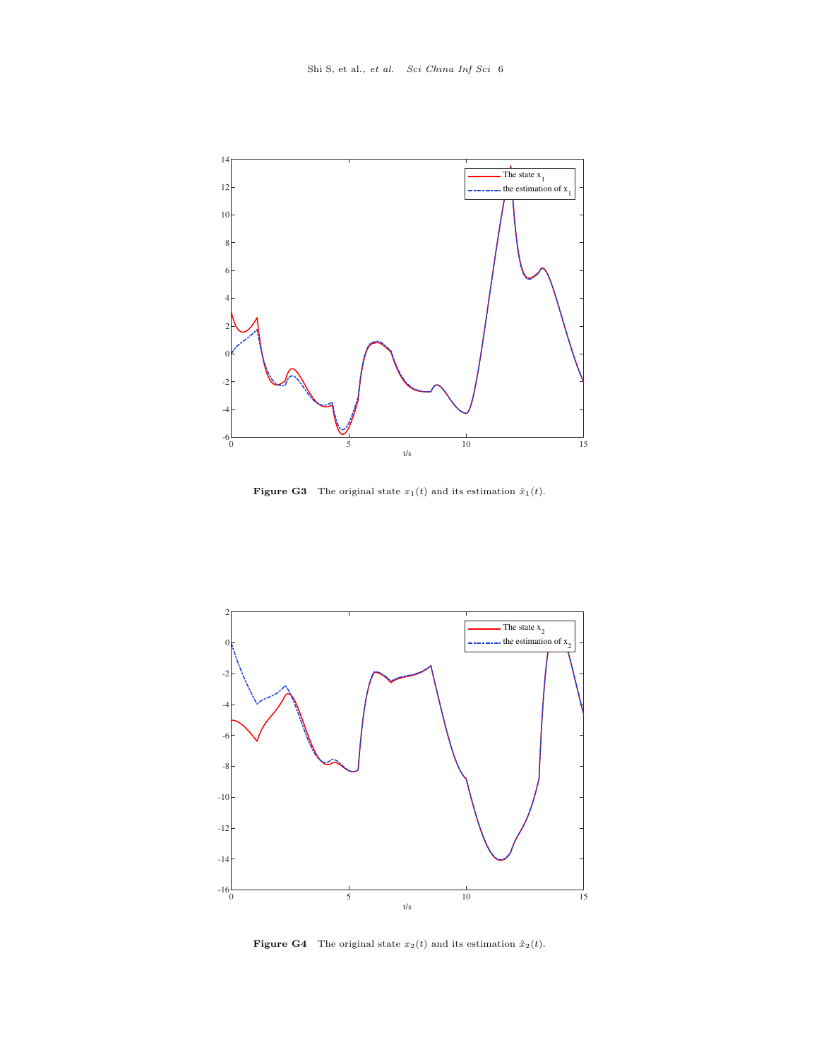**Figure G3** The original state $x_1(t)$ and its estimation $\hat{x}_1(t)$.

**Figure G4** The original state $x_2(t)$ and its estimation $\hat{x}_2(t)$.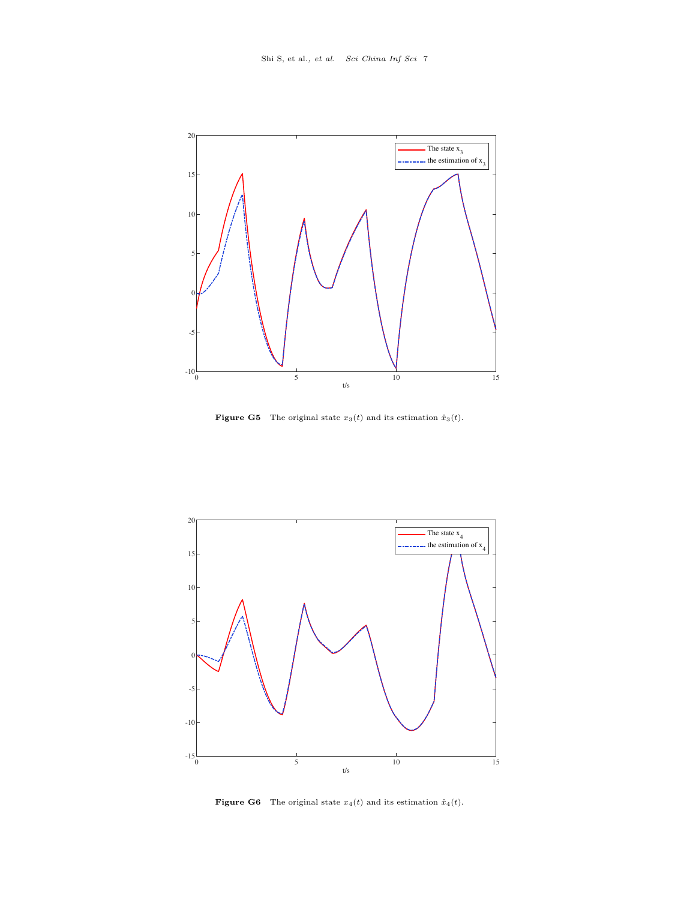**Figure G5** The original state $x_3(t)$ and its estimation $\hat{x}_3(t)$.

**Figure G6** The original state $x_4(t)$ and its estimation $\hat{x}_4(t)$.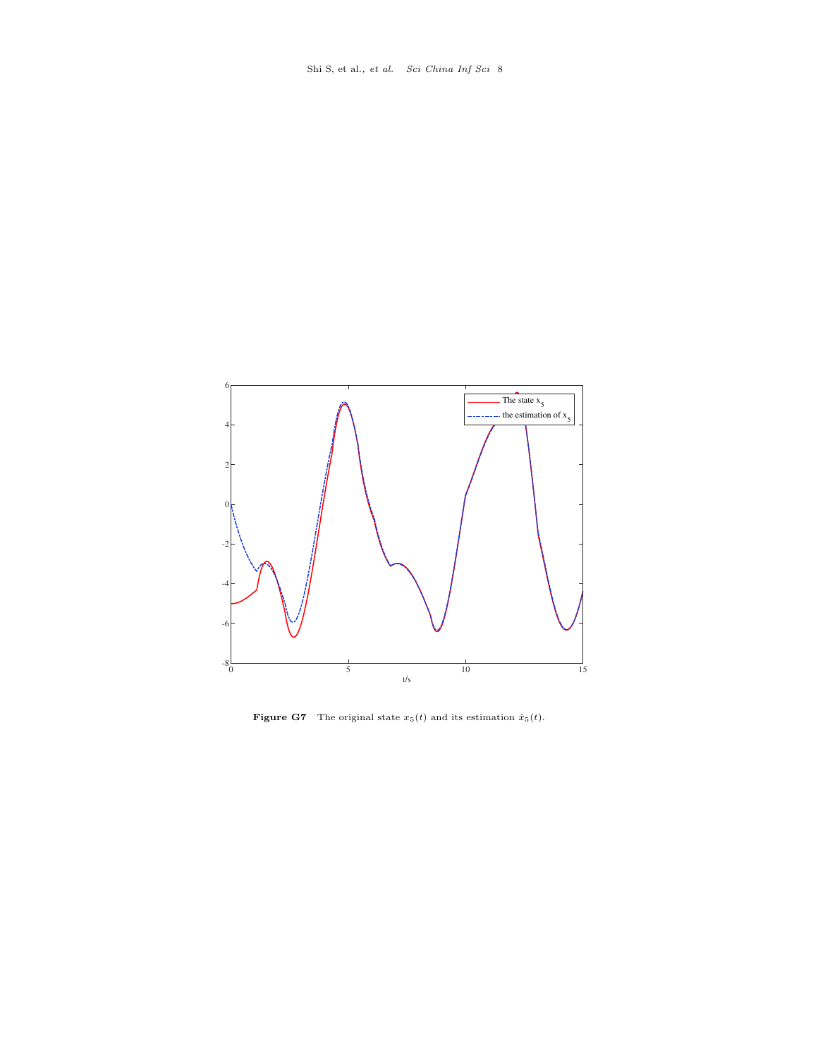6

4

2

0

-2

-4

-6

-8

0

5

10

15

t/s

The state $x_5$

the estimation of $x_5$

**Figure G7** The original state $x_5(t)$ and its estimation $\hat{x}_5(t)$.